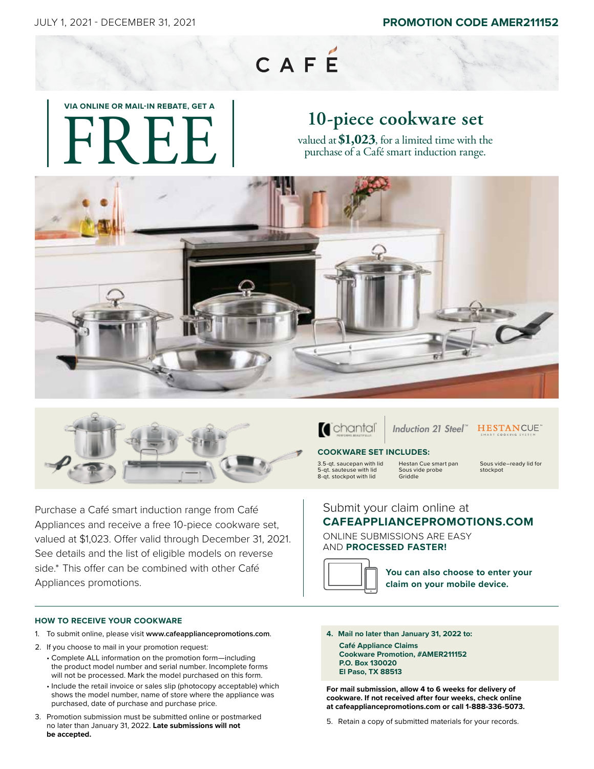JULY 1, 2021 - DECEMBER 31, 2021

**PROMOTION CODE AMER211152**

# CAFÉ

**VIA ONLINE OR MAIL-IN REBATE, GET A**

# FREE

## 10-piece cookware set

valued at **$1,023**, for a limited time with the purchase of a Café smart induction range.

chantal | *Induction 21 Steel*™ | HESTAN CUE™ SMART COOKING SYSTEM

**COOKWARE SET INCLUDES:**

- 3.5-qt. saucepan with lid
- 5-qt. sauteuse with lid
- 8-qt. stockpot with lid
- Hestan Cue smart pan
- Sous vide probe
- Griddle
- Sous vide–ready lid for stockpot

Purchase a Café smart induction range from Café Appliances and receive a free 10-piece cookware set, valued at $1,023. Offer valid through December 31, 2021. See details and the list of eligible models on reverse side.* This offer can be combined with other Café Appliances promotions.

Submit your claim online at
**CAFEAPPLIANCEPROMOTIONS.COM**

ONLINE SUBMISSIONS ARE EASY AND **PROCESSED FASTER!**

**You can also choose to enter your claim on your mobile device.**

### HOW TO RECEIVE YOUR COOKWARE

1. To submit online, please visit **www.cafeappliancepromotions.com**.
2. If you choose to mail in your promotion request:
   - Complete ALL information on the promotion form—including the product model number and serial number. Incomplete forms will not be processed. Mark the model purchased on this form.
   - Include the retail invoice or sales slip (photocopy acceptable) which shows the model number, name of store where the appliance was purchased, date of purchase and purchase price.
3. Promotion submission must be submitted online or postmarked no later than January 31, 2022. **Late submissions will not be accepted.**
4. **Mail no later than January 31, 2022 to:**
   **Café Appliance Claims**
   **Cookware Promotion, #AMER211152**
   **P.O. Box 130020**
   **El Paso, TX 88513**

**For mail submission, allow 4 to 6 weeks for delivery of cookware. If not received after four weeks, check online at cafeappliancepromotions.com or call 1-888-336-5073.**

5. Retain a copy of submitted materials for your records.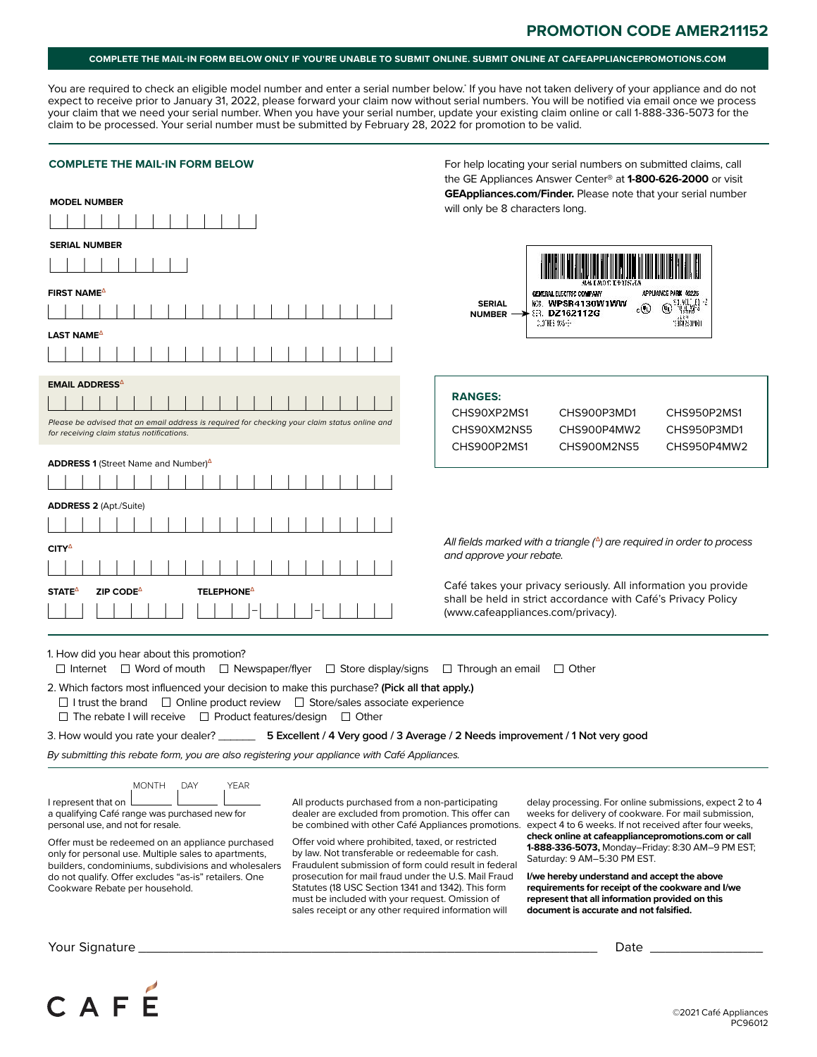## PROMOTION CODE AMER211152

**COMPLETE THE MAIL-IN FORM BELOW ONLY IF YOU'RE UNABLE TO SUBMIT ONLINE. SUBMIT ONLINE AT CAFEAPPLIANCEPROMOTIONS.COM**

You are required to check an eligible model number and enter a serial number below.* If you have not taken delivery of your appliance and do not expect to receive prior to January 31, 2022, please forward your claim now without serial numbers. You will be notified via email once we process your claim that we need your serial number. When you have your serial number, update your existing claim online or call 1-888-336-5073 for the claim to be processed. Your serial number must be submitted by February 28, 2022 for promotion to be valid.

### COMPLETE THE MAIL-IN FORM BELOW

**MODEL NUMBER**

**SERIAL NUMBER**

**FIRST NAME**^Δ

**LAST NAME**^Δ

**EMAIL ADDRESS**^Δ

*Please be advised that an email address is required for checking your claim status online and for receiving claim status notifications.*

**ADDRESS 1** (Street Name and Number)^Δ

**ADDRESS 2** (Apt./Suite)

**CITY**^Δ

**STATE**^Δ **ZIP CODE**^Δ **TELEPHONE**^Δ

For help locating your serial numbers on submitted claims, call the GE Appliances Answer Center® at **1-800-626-2000** or visit **GEAppliances.com/Finder.** Please note that your serial number will only be 8 characters long.

SERIAL NUMBER → GENERAL ELECTRIC COMPANY APPLIANCE PARK 40225 MOD. WPSR4130W1WW SER. DZ162112G

**RANGES:**

| | | |
|---|---|---|
| CHS90XP2MS1 | CHS900P3MD1 | CHS950P2MS1 |
| CHS90XM2NS5 | CHS900P4MW2 | CHS950P3MD1 |
| CHS900P2MS1 | CHS900M2NS5 | CHS950P4MW2 |

*All fields marked with a triangle (Δ) are required in order to process and approve your rebate.*

Café takes your privacy seriously. All information you provide shall be held in strict accordance with Café's Privacy Policy (www.cafeappliances.com/privacy).

1. How did you hear about this promotion?
   ☐ Internet ☐ Word of mouth ☐ Newspaper/flyer ☐ Store display/signs ☐ Through an email ☐ Other

2. Which factors most influenced your decision to make this purchase? **(Pick all that apply.)**
   ☐ I trust the brand ☐ Online product review ☐ Store/sales associate experience
   ☐ The rebate I will receive ☐ Product features/design ☐ Other

3. How would you rate your dealer? ______ **5 Excellent / 4 Very good / 3 Average / 2 Needs improvement / 1 Not very good**

*By submitting this rebate form, you are also registering your appliance with Café Appliances.*

I represent that on ______ (MONTH) ______ (DAY) ______ (YEAR) a qualifying Café range was purchased new for personal use, and not for resale.

Offer must be redeemed on an appliance purchased only for personal use. Multiple sales to apartments, builders, condominiums, subdivisions and wholesalers do not qualify. Offer excludes "as-is" retailers. One Cookware Rebate per household.

All products purchased from a non-participating dealer are excluded from promotion. This offer can be combined with other Café Appliances promotions.

Offer void where prohibited, taxed, or restricted by law. Not transferable or redeemable for cash. Fraudulent submission of form could result in federal prosecution for mail fraud under the U.S. Mail Fraud Statutes (18 USC Section 1341 and 1342). This form must be included with your request. Omission of sales receipt or any other required information will delay processing. For online submissions, expect 2 to 4 weeks for delivery of cookware. For mail submission, expect 4 to 6 weeks. If not received after four weeks, **check online at cafeappliancepromotions.com or call 1-888-336-5073,** Monday–Friday: 8:30 AM–9 PM EST; Saturday: 9 AM–5:30 PM EST.

**I/we hereby understand and accept the above requirements for receipt of the cookware and I/we represent that all information provided on this document is accurate and not falsified.**

Your Signature ______________________________ Date ______________

CAFÉ

©2021 Café Appliances
PC96012